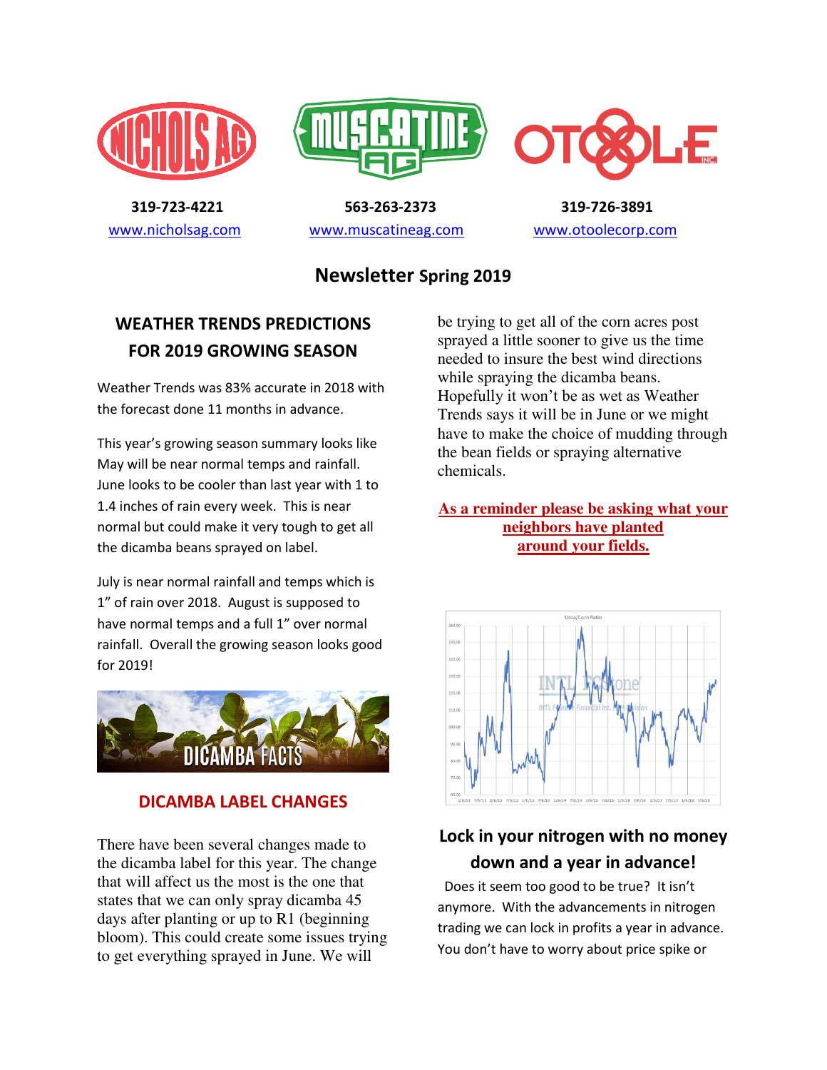319-723-4221
www.nicholsag.com

563-263-2373
www.muscatineag.com

319-726-3891
www.otoolecorp.com

# Newsletter Spring 2019

## WEATHER TRENDS PREDICTIONS FOR 2019 GROWING SEASON

Weather Trends was 83% accurate in 2018 with the forecast done 11 months in advance.

This year's growing season summary looks like May will be near normal temps and rainfall. June looks to be cooler than last year with 1 to 1.4 inches of rain every week. This is near normal but could make it very tough to get all the dicamba beans sprayed on label.

July is near normal rainfall and temps which is 1" of rain over 2018. August is supposed to have normal temps and a full 1" over normal rainfall. Overall the growing season looks good for 2019!

## DICAMBA LABEL CHANGES

There have been several changes made to the dicamba label for this year. The change that will affect us the most is the one that states that we can only spray dicamba 45 days after planting or up to R1 (beginning bloom). This could create some issues trying to get everything sprayed in June. We will be trying to get all of the corn acres post sprayed a little sooner to give us the time needed to insure the best wind directions while spraying the dicamba beans. Hopefully it won't be as wet as Weather Trends says it will be in June or we might have to make the choice of mudding through the bean fields or spraying alternative chemicals.

**As a reminder please be asking what your neighbors have planted around your fields.**

## Lock in your nitrogen with no money down and a year in advance!

Does it seem too good to be true? It isn't anymore. With the advancements in nitrogen trading we can lock in profits a year in advance. You don't have to worry about price spike or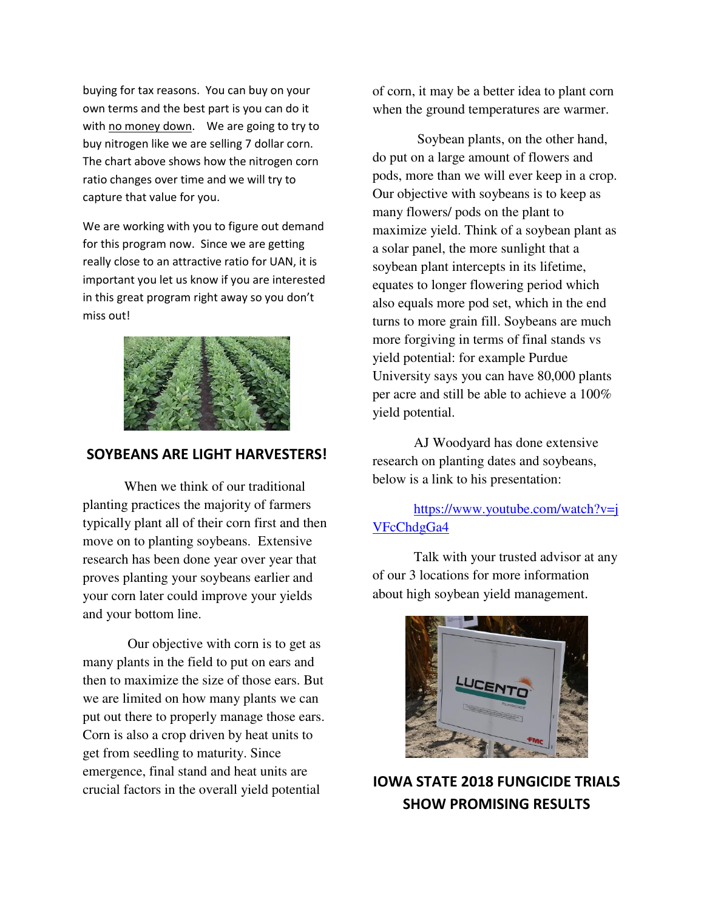buying for tax reasons. You can buy on your own terms and the best part is you can do it with <u>no money down</u>. We are going to try to buy nitrogen like we are selling 7 dollar corn. The chart above shows how the nitrogen corn ratio changes over time and we will try to capture that value for you.

We are working with you to figure out demand for this program now. Since we are getting really close to an attractive ratio for UAN, it is important you let us know if you are interested in this great program right away so you don't miss out!

## SOYBEANS ARE LIGHT HARVESTERS!

When we think of our traditional planting practices the majority of farmers typically plant all of their corn first and then move on to planting soybeans. Extensive research has been done year over year that proves planting your soybeans earlier and your corn later could improve your yields and your bottom line.

Our objective with corn is to get as many plants in the field to put on ears and then to maximize the size of those ears. But we are limited on how many plants we can put out there to properly manage those ears. Corn is also a crop driven by heat units to get from seedling to maturity. Since emergence, final stand and heat units are crucial factors in the overall yield potential of corn, it may be a better idea to plant corn when the ground temperatures are warmer.

Soybean plants, on the other hand, do put on a large amount of flowers and pods, more than we will ever keep in a crop. Our objective with soybeans is to keep as many flowers/ pods on the plant to maximize yield. Think of a soybean plant as a solar panel, the more sunlight that a soybean plant intercepts in its lifetime, equates to longer flowering period which also equals more pod set, which in the end turns to more grain fill. Soybeans are much more forgiving in terms of final stands vs yield potential: for example Purdue University says you can have 80,000 plants per acre and still be able to achieve a 100% yield potential.

AJ Woodyard has done extensive research on planting dates and soybeans, below is a link to his presentation:

https://www.youtube.com/watch?v=jVFcChdgGa4

Talk with your trusted advisor at any of our 3 locations for more information about high soybean yield management.

## IOWA STATE 2018 FUNGICIDE TRIALS SHOW PROMISING RESULTS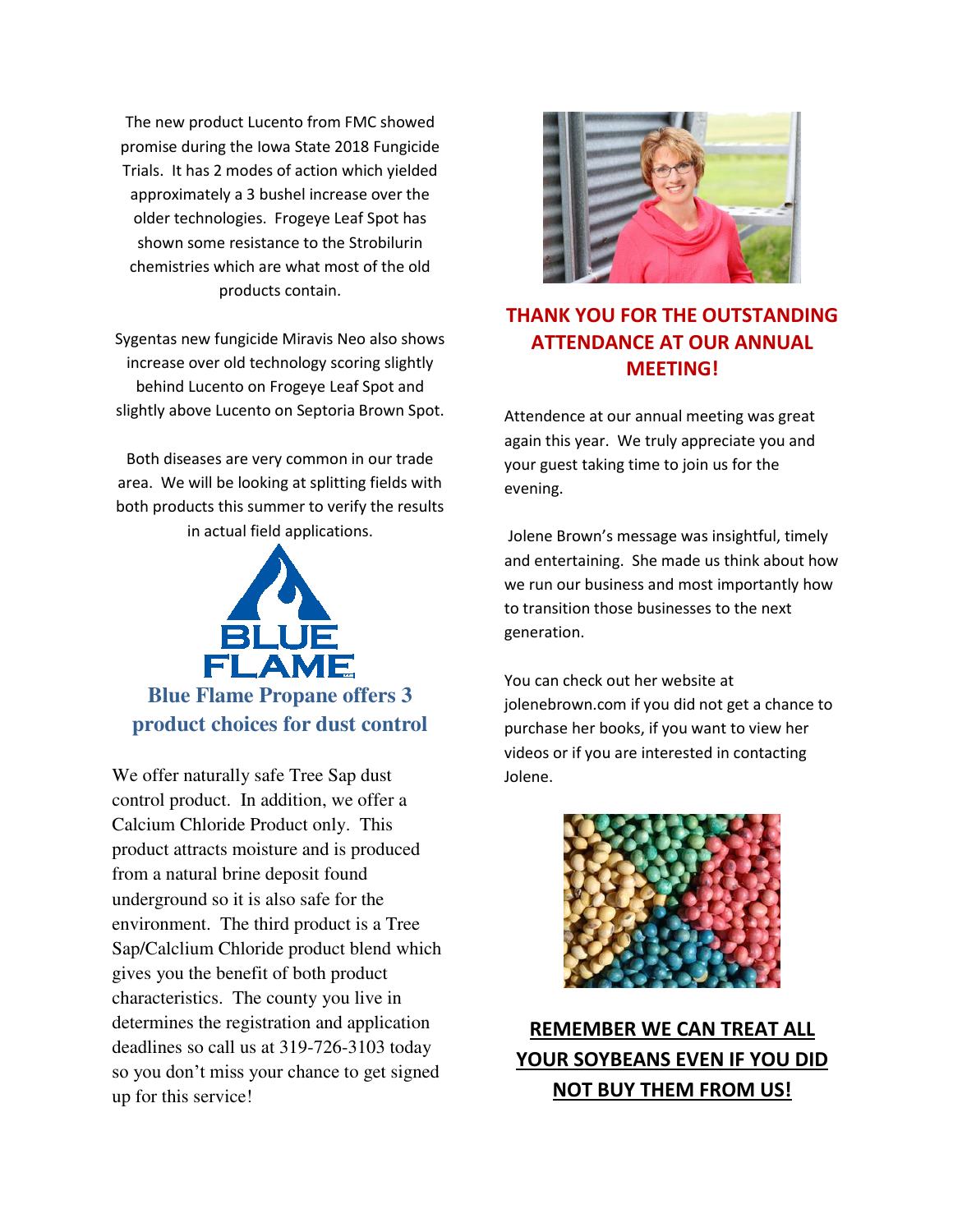The new product Lucento from FMC showed promise during the Iowa State 2018 Fungicide Trials. It has 2 modes of action which yielded approximately a 3 bushel increase over the older technologies. Frogeye Leaf Spot has shown some resistance to the Strobilurin chemistries which are what most of the old products contain.

Sygentas new fungicide Miravis Neo also shows increase over old technology scoring slightly behind Lucento on Frogeye Leaf Spot and slightly above Lucento on Septoria Brown Spot.

Both diseases are very common in our trade area. We will be looking at splitting fields with both products this summer to verify the results in actual field applications.

BLUE FLAME

## Blue Flame Propane offers 3 product choices for dust control

We offer naturally safe Tree Sap dust control product. In addition, we offer a Calcium Chloride Product only. This product attracts moisture and is produced from a natural brine deposit found underground so it is also safe for the environment. The third product is a Tree Sap/Calclium Chloride product blend which gives you the benefit of both product characteristics. The county you live in determines the registration and application deadlines so call us at 319-726-3103 today so you don't miss your chance to get signed up for this service!

## THANK YOU FOR THE OUTSTANDING ATTENDANCE AT OUR ANNUAL MEETING!

Attendence at our annual meeting was great again this year. We truly appreciate you and your guest taking time to join us for the evening.

Jolene Brown's message was insightful, timely and entertaining. She made us think about how we run our business and most importantly how to transition those businesses to the next generation.

You can check out her website at jolenebrown.com if you did not get a chance to purchase her books, if you want to view her videos or if you are interested in contacting Jolene.

**REMEMBER WE CAN TREAT ALL YOUR SOYBEANS EVEN IF YOU DID NOT BUY THEM FROM US!**